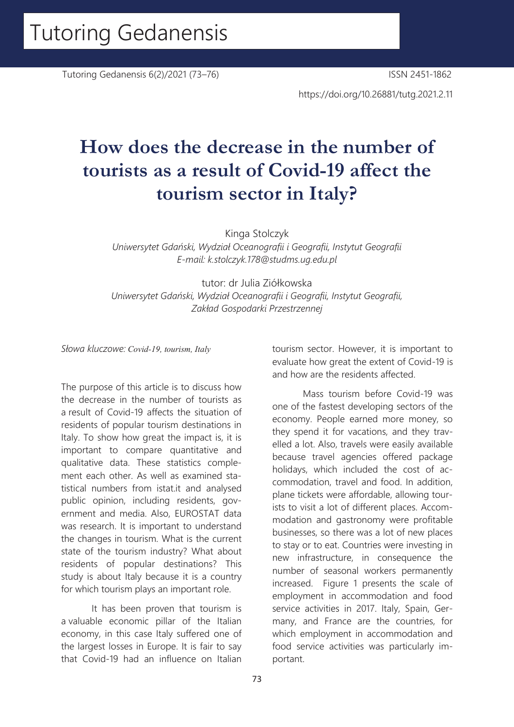# How does the decrease in the number of tourists as a result of Covid-19 affect the tourism sector in Italy?

Kinga Stolczyk

*Uniwersytet Gdański, Wydział Oceanografii i Geografii, Instytut Geografii*
*E-mail: k.stolczyk.178@studms.ug.edu.pl*

tutor: dr Julia Ziółkowska

*Uniwersytet Gdański, Wydział Oceanografii i Geografii, Instytut Geografii, Zakład Gospodarki Przestrzennej*

*Słowa kluczowe: Covid-19, tourism, Italy*

The purpose of this article is to discuss how the decrease in the number of tourists as a result of Covid-19 affects the situation of residents of popular tourism destinations in Italy. To show how great the impact is, it is important to compare quantitative and qualitative data. These statistics complement each other. As well as examined statistical numbers from istat.it and analysed public opinion, including residents, government and media. Also, EUROSTAT data was research. It is important to understand the changes in tourism. What is the current state of the tourism industry? What about residents of popular destinations? This study is about Italy because it is a country for which tourism plays an important role.

It has been proven that tourism is a valuable economic pillar of the Italian economy, in this case Italy suffered one of the largest losses in Europe. It is fair to say that Covid-19 had an influence on Italian tourism sector. However, it is important to evaluate how great the extent of Covid-19 is and how are the residents affected.

Mass tourism before Covid-19 was one of the fastest developing sectors of the economy. People earned more money, so they spend it for vacations, and they travelled a lot. Also, travels were easily available because travel agencies offered package holidays, which included the cost of accommodation, travel and food. In addition, plane tickets were affordable, allowing tourists to visit a lot of different places. Accommodation and gastronomy were profitable businesses, so there was a lot of new places to stay or to eat. Countries were investing in new infrastructure, in consequence the number of seasonal workers permanently increased. Figure 1 presents the scale of employment in accommodation and food service activities in 2017. Italy, Spain, Germany, and France are the countries, for which employment in accommodation and food service activities was particularly important.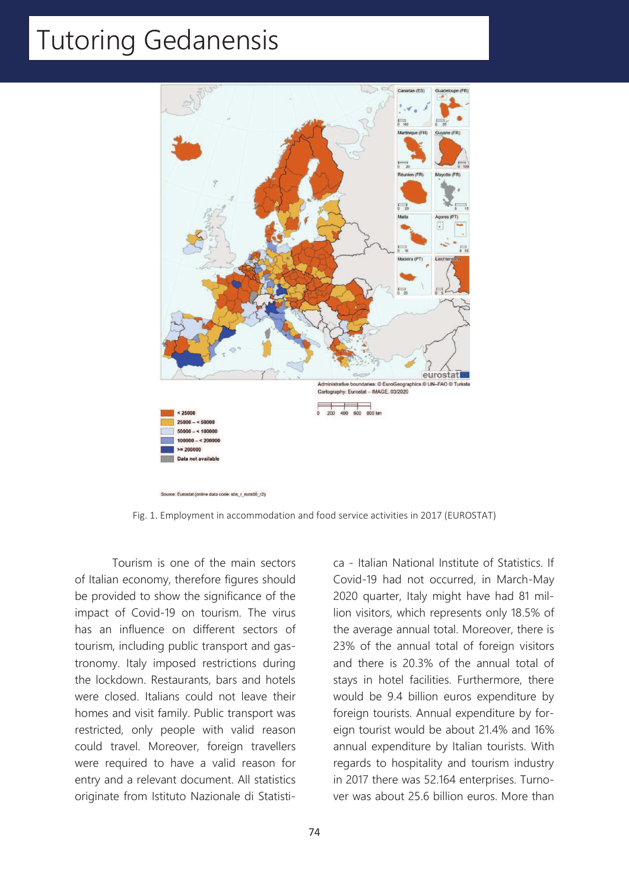< 25000
25000 – < 50000
50000 – < 100000
100000 – < 200000
>= 200000
Data not available

Administrative boundaries: © EuroGeographics © UN–FAO © Turkstat
Cartography: Eurostat – IMAGE, 03/2020

Source: Eurostat (online data code: sbs_r_nuts06_r2)

Fig. 1. Employment in accommodation and food service activities in 2017 (EUROSTAT)

Tourism is one of the main sectors of Italian economy, therefore figures should be provided to show the significance of the impact of Covid-19 on tourism. The virus has an influence on different sectors of tourism, including public transport and gastronomy. Italy imposed restrictions during the lockdown. Restaurants, bars and hotels were closed. Italians could not leave their homes and visit family. Public transport was restricted, only people with valid reason could travel. Moreover, foreign travellers were required to have a valid reason for entry and a relevant document. All statistics originate from Istituto Nazionale di Statistica - Italian National Institute of Statistics. If Covid-19 had not occurred, in March-May 2020 quarter, Italy might have had 81 million visitors, which represents only 18.5% of the average annual total. Moreover, there is 23% of the annual total of foreign visitors and there is 20.3% of the annual total of stays in hotel facilities. Furthermore, there would be 9.4 billion euros expenditure by foreign tourists. Annual expenditure by foreign tourist would be about 21.4% and 16% annual expenditure by Italian tourists. With regards to hospitality and tourism industry in 2017 there was 52.164 enterprises. Turnover was about 25.6 billion euros. More than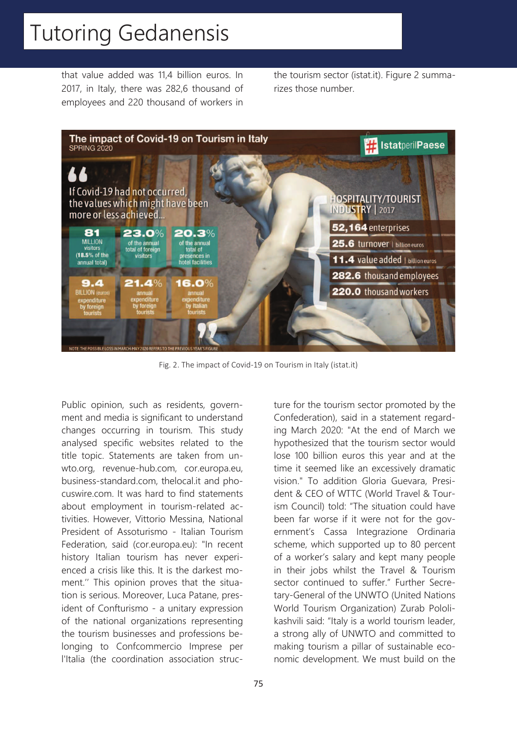that value added was 11,4 billion euros. In 2017, in Italy, there was 282,6 thousand of employees and 220 thousand of workers in the tourism sector (istat.it). Figure 2 summarizes those number.

The impact of Covid-19 on Tourism in Italy
SPRING 2020

IstatperilPaese

If Covid-19 had not occurred, the values which might have been more or less achieved...

81 MILLION visitors (18.5% of the annual total)

23.0% of the annual total of foreign visitors

20.3% of the annual total of presences in hotel facilities

9.4 BILLION (euros) expenditure by foreign tourists

21.4% annual expenditure by foreign tourists

16.0% annual expenditure by Italian tourists

HOSPITALITY/TOURIST INDUSTRY | 2017

52,164 enterprises

25.6 turnover | billion euros

11.4 value added | billion euros

282.6 thousand employees

220.0 thousand workers

NOTE: THE POSSIBLE LOSS IN MARCH-MAY 2020 REFERS TO THE PREVIOUS YEAR'S FIGURE

Fig. 2. The impact of Covid-19 on Tourism in Italy (istat.it)

Public opinion, such as residents, government and media is significant to understand changes occurring in tourism. This study analysed specific websites related to the title topic. Statements are taken from unwto.org, revenue-hub.com, cor.europa.eu, business-standard.com, thelocal.it and phocuswire.com. It was hard to find statements about employment in tourism-related activities. However, Vittorio Messina, National President of Assoturismo - Italian Tourism Federation, said (cor.europa.eu): "In recent history Italian tourism has never experienced a crisis like this. It is the darkest moment.'' This opinion proves that the situation is serious. Moreover, Luca Patane, president of Confturismo - a unitary expression of the national organizations representing the tourism businesses and professions belonging to Confcommercio Imprese per l'Italia (the coordination association structure for the tourism sector promoted by the Confederation), said in a statement regarding March 2020: "At the end of March we hypothesized that the tourism sector would lose 100 billion euros this year and at the time it seemed like an excessively dramatic vision." To addition Gloria Guevara, President & CEO of WTTC (World Travel & Tourism Council) told: "The situation could have been far worse if it were not for the government's Cassa Integrazione Ordinaria scheme, which supported up to 80 percent of a worker's salary and kept many people in their jobs whilst the Travel & Tourism sector continued to suffer." Further Secretary-General of the UNWTO (United Nations World Tourism Organization) Zurab Pololikashvili said: "Italy is a world tourism leader, a strong ally of UNWTO and committed to making tourism a pillar of sustainable economic development. We must build on the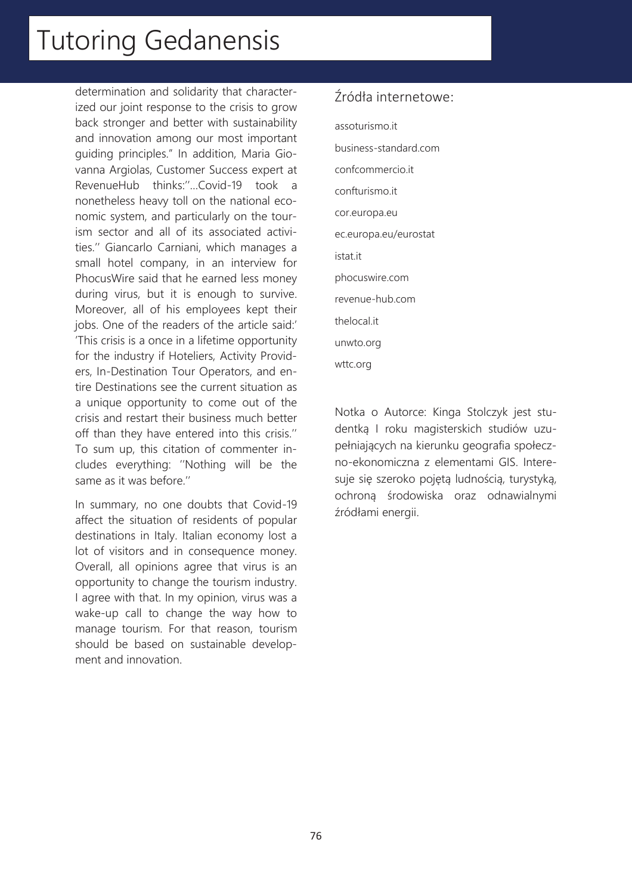determination and solidarity that characterized our joint response to the crisis to grow back stronger and better with sustainability and innovation among our most important guiding principles." In addition, Maria Giovanna Argiolas, Customer Success expert at RevenueHub thinks:''...Covid-19 took a nonetheless heavy toll on the national economic system, and particularly on the tourism sector and all of its associated activities.'' Giancarlo Carniani, which manages a small hotel company, in an interview for PhocusWire said that he earned less money during virus, but it is enough to survive. Moreover, all of his employees kept their jobs. One of the readers of the article said:' 'This crisis is a once in a lifetime opportunity for the industry if Hoteliers, Activity Providers, In-Destination Tour Operators, and entire Destinations see the current situation as a unique opportunity to come out of the crisis and restart their business much better off than they have entered into this crisis.'' To sum up, this citation of commenter includes everything: ''Nothing will be the same as it was before.''

In summary, no one doubts that Covid-19 affect the situation of residents of popular destinations in Italy. Italian economy lost a lot of visitors and in consequence money. Overall, all opinions agree that virus is an opportunity to change the tourism industry. I agree with that. In my opinion, virus was a wake-up call to change the way how to manage tourism. For that reason, tourism should be based on sustainable development and innovation.

## Źródła internetowe:

assoturismo.it

business-standard.com

confcommercio.it

confturismo.it

cor.europa.eu

ec.europa.eu/eurostat

istat.it

phocuswire.com

revenue-hub.com

thelocal.it

unwto.org

wttc.org

Notka o Autorce: Kinga Stolczyk jest studentką I roku magisterskich studiów uzupełniających na kierunku geografia społeczno-ekonomiczna z elementami GIS. Interesuje się szeroko pojętą ludnością, turystyką, ochroną środowiska oraz odnawialnymi źródłami energii.